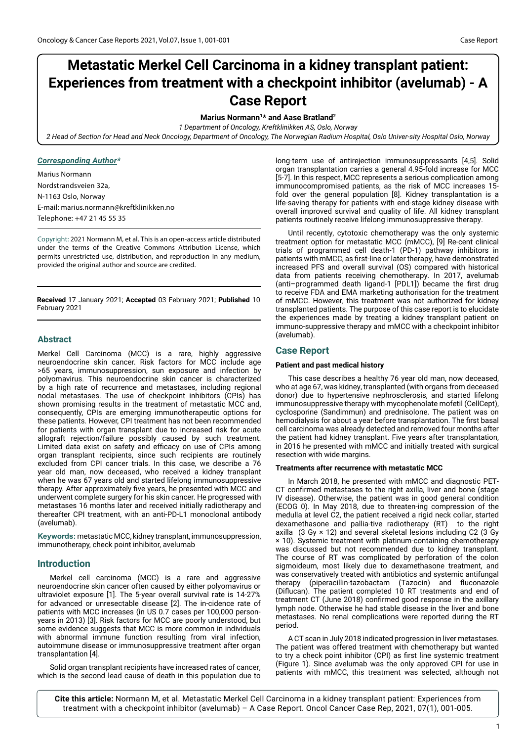# Metastatic Merkel Cell Carcinoma in a kidney transplant patient: Experiences from treatment with a checkpoint inhibitor (avelumab) - A Case Report

**Marius Normann[1]* and Aase Bratland[2]**

*1 Department of Oncology, Kreftklinikken AS, Oslo, Norway*

*2 Head of Section for Head and Neck Oncology, Department of Oncology, The Norwegian Radium Hospital, Oslo Univer-sity Hospital Oslo, Norway*

***Corresponding Author****

Marius Normann
Nordstrandsveien 32a,
N-1163 Oslo, Norway
E-mail: marius.normann@kreftklinikken.no
Telephone: +47 21 45 55 35

Copyright: 2021 Normann M, et al. This is an open-access article distributed under the terms of the Creative Commons Attribution License, which permits unrestricted use, distribution, and reproduction in any medium, provided the original author and source are credited.

**Received** 17 January 2021; **Accepted** 03 February 2021; **Published** 10 February 2021

## Abstract

Merkel Cell Carcinoma (MCC) is a rare, highly aggressive neuroendocrine skin cancer. Risk factors for MCC include age >65 years, immunosuppression, sun exposure and infection by polyomavirus. This neuroendocrine skin cancer is characterized by a high rate of recurrence and metastases, including regional nodal metastases. The use of checkpoint inhibitors (CPIs) has shown promising results in the treatment of metastatic MCC and, consequently, CPIs are emerging immunotherapeutic options for these patients. However, CPI treatment has not been recommended for patients with organ transplant due to increased risk for acute allograft rejection/failure possibly caused by such treatment. Limited data exist on safety and efficacy on use of CPIs among organ transplant recipients, since such recipients are routinely excluded from CPI cancer trials. In this case, we describe a 76 year old man, now deceased, who received a kidney transplant when he was 67 years old and started lifelong immunosuppressive therapy. After approximately five years, he presented with MCC and underwent complete surgery for his skin cancer. He progressed with metastases 16 months later and received initially radiotherapy and thereafter CPI treatment, with an anti-PD-L1 monoclonal antibody (avelumab).

**Keywords:** metastatic MCC, kidney transplant, immunosuppression, immunotherapy, check point inhibitor, avelumab

## Introduction

Merkel cell carcinoma (MCC) is a rare and aggressive neuroendocrine skin cancer often caused by either polyomavirus or ultraviolet exposure [1]. The 5-year overall survival rate is 14-27% for advanced or unresectable disease [2]. The in-cidence rate of patients with MCC increases (in US 0.7 cases per 100,000 person-years in 2013) [3]. Risk factors for MCC are poorly understood, but some evidence suggests that MCC is more common in individuals with abnormal immune function resulting from viral infection, autoimmune disease or immunosuppressive treatment after organ transplantation [4].

Solid organ transplant recipients have increased rates of cancer, which is the second lead cause of death in this population due to long-term use of antirejection immunosuppressants [4,5]. Solid organ transplantation carries a general 4.95-fold increase for MCC [5-7]. In this respect, MCC represents a serious complication among immunocompromised patients, as the risk of MCC increases 15-fold over the general population [8]. Kidney transplantation is a life-saving therapy for patients with end-stage kidney disease with overall improved survival and quality of life. All kidney transplant patients routinely receive lifelong immunosuppressive therapy.

Until recently, cytotoxic chemotherapy was the only systemic treatment option for metastatic MCC (mMCC), [9] Re-cent clinical trials of programmed cell death-1 (PD-1) pathway inhibitors in patients with mMCC, as first-line or later therapy, have demonstrated increased PFS and overall survival (OS) compared with historical data from patients receiving chemotherapy. In 2017, avelumab (anti–programmed death ligand-1 [PDL1]) became the first drug to receive FDA and EMA marketing authorisation for the treatment of mMCC. However, this treatment was not authorized for kidney transplanted patients. The purpose of this case report is to elucidate the experiences made by treating a kidney transplant patient on immuno-suppressive therapy and mMCC with a checkpoint inhibitor (avelumab).

## Case Report

### Patient and past medical history

This case describes a healthy 76 year old man, now deceased, who at age 67, was kidney, transplanted (with organs from deceased donor) due to hypertensive nephrosclerosis, and started lifelong immunosuppressive therapy with mycophenolate mofetil (CellCept), cyclosporine (Sandimmun) and prednisolone. The patient was on hemodialysis for about a year before transplantation. The first basal cell carcinoma was already detected and removed four months after the patient had kidney transplant. Five years after transplantation, in 2016 he presented with mMCC and initially treated with surgical resection with wide margins.

### Treatments after recurrence with metastatic MCC

In March 2018, he presented with mMCC and diagnostic PET-CT confirmed metastases to the right axilla, liver and bone (stage IV disease). Otherwise, the patient was in good general condition (ECOG 0). In May 2018, due to threaten-ing compression of the medulla at level C2, the patient received a rigid neck collar, started dexamethasone and pallia-tive radiotherapy (RT) to the right axilla (3 Gy × 12) and several skeletal lesions including C2 (3 Gy × 10). Systemic treatment with platinum-containing chemotherapy was discussed but not recommended due to kidney transplant. The course of RT was complicated by perforation of the colon sigmoideum, most likely due to dexamethasone treatment, and was conservatively treated with antibiotics and systemic antifungal therapy (piperacillin-tazobactam (Tazocin) and fluconazole (Diflucan). The patient completed 10 RT treatments and end of treatment CT (June 2018) confirmed good response in the axillary lymph node. Otherwise he had stable disease in the liver and bone metastases. No renal complications were reported during the RT period.

A CT scan in July 2018 indicated progression in liver metastases. The patient was offered treatment with chemotherapy but wanted to try a check point inhibitor (CPI) as first line systemic treatment (Figure 1). Since avelumab was the only approved CPI for use in patients with mMCC, this treatment was selected, although not

**Cite this article:** Normann M, et al. Metastatic Merkel Cell Carcinoma in a kidney transplant patient: Experiences from treatment with a checkpoint inhibitor (avelumab) – A Case Report. Oncol Cancer Case Rep, 2021, 07(1), 001-005.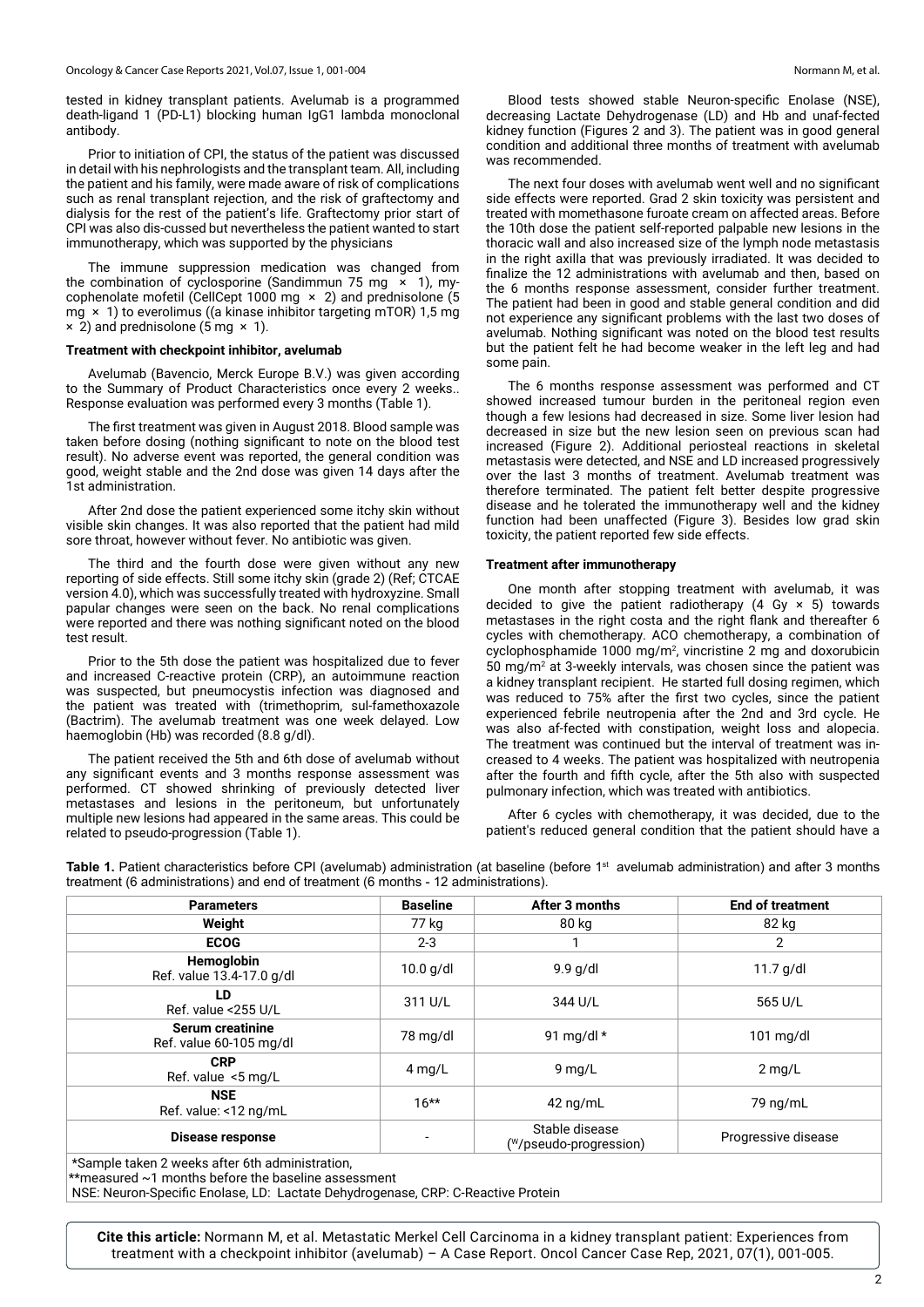tested in kidney transplant patients. Avelumab is a programmed death-ligand 1 (PD-L1) blocking human IgG1 lambda monoclonal antibody.

Prior to initiation of CPI, the status of the patient was discussed in detail with his nephrologists and the transplant team. All, including the patient and his family, were made aware of risk of complications such as renal transplant rejection, and the risk of graftectomy and dialysis for the rest of the patient's life. Graftectomy prior start of CPI was also dis-cussed but nevertheless the patient wanted to start immunotherapy, which was supported by the physicians

The immune suppression medication was changed from the combination of cyclosporine (Sandimmun 75 mg × 1), my-cophenolate mofetil (CellCept 1000 mg × 2) and prednisolone (5 mg × 1) to everolimus ((a kinase inhibitor targeting mTOR) 1,5 mg × 2) and prednisolone (5 mg × 1).

**Treatment with checkpoint inhibitor, avelumab**

Avelumab (Bavencio, Merck Europe B.V.) was given according to the Summary of Product Characteristics once every 2 weeks.. Response evaluation was performed every 3 months (Table 1).

The first treatment was given in August 2018. Blood sample was taken before dosing (nothing significant to note on the blood test result). No adverse event was reported, the general condition was good, weight stable and the 2nd dose was given 14 days after the 1st administration.

After 2nd dose the patient experienced some itchy skin without visible skin changes. It was also reported that the patient had mild sore throat, however without fever. No antibiotic was given.

The third and the fourth dose were given without any new reporting of side effects. Still some itchy skin (grade 2) (Ref; CTCAE version 4.0), which was successfully treated with hydroxyzine. Small papular changes were seen on the back. No renal complications were reported and there was nothing significant noted on the blood test result.

Prior to the 5th dose the patient was hospitalized due to fever and increased C-reactive protein (CRP), an autoimmune reaction was suspected, but pneumocystis infection was diagnosed and the patient was treated with (trimethoprim, sul-famethoxazole (Bactrim). The avelumab treatment was one week delayed. Low haemoglobin (Hb) was recorded (8.8 g/dl).

The patient received the 5th and 6th dose of avelumab without any significant events and 3 months response assessment was performed. CT showed shrinking of previously detected liver metastases and lesions in the peritoneum, but unfortunately multiple new lesions had appeared in the same areas. This could be related to pseudo-progression (Table 1).

Blood tests showed stable Neuron-specific Enolase (NSE), decreasing Lactate Dehydrogenase (LD) and Hb and unaf-fected kidney function (Figures 2 and 3). The patient was in good general condition and additional three months of treatment with avelumab was recommended.

The next four doses with avelumab went well and no significant side effects were reported. Grad 2 skin toxicity was persistent and treated with momethasone furoate cream on affected areas. Before the 10th dose the patient self-reported palpable new lesions in the thoracic wall and also increased size of the lymph node metastasis in the right axilla that was previously irradiated. It was decided to finalize the 12 administrations with avelumab and then, based on the 6 months response assessment, consider further treatment. The patient had been in good and stable general condition and did not experience any significant problems with the last two doses of avelumab. Nothing significant was noted on the blood test results but the patient felt he had become weaker in the left leg and had some pain.

The 6 months response assessment was performed and CT showed increased tumour burden in the peritoneal region even though a few lesions had decreased in size. Some liver lesion had decreased in size but the new lesion seen on previous scan had increased (Figure 2). Additional periosteal reactions in skeletal metastasis were detected, and NSE and LD increased progressively over the last 3 months of treatment. Avelumab treatment was therefore terminated. The patient felt better despite progressive disease and he tolerated the immunotherapy well and the kidney function had been unaffected (Figure 3). Besides low grad skin toxicity, the patient reported few side effects.

**Treatment after immunotherapy**

One month after stopping treatment with avelumab, it was decided to give the patient radiotherapy (4 Gy × 5) towards metastases in the right costa and the right flank and thereafter 6 cycles with chemotherapy. ACO chemotherapy, a combination of cyclophosphamide 1000 mg/m$^2$, vincristine 2 mg and doxorubicin 50 mg/m$^2$ at 3-weekly intervals, was chosen since the patient was a kidney transplant recipient. He started full dosing regimen, which was reduced to 75% after the first two cycles, since the patient experienced febrile neutropenia after the 2nd and 3rd cycle. He was also af-fected with constipation, weight loss and alopecia. The treatment was continued but the interval of treatment was in-creased to 4 weeks. The patient was hospitalized with neutropenia after the fourth and fifth cycle, after the 5th also with suspected pulmonary infection, which was treated with antibiotics.

After 6 cycles with chemotherapy, it was decided, due to the patient's reduced general condition that the patient should have a

**Table 1.** Patient characteristics before CPI (avelumab) administration (at baseline (before 1st avelumab administration) and after 3 months treatment (6 administrations) and end of treatment (6 months - 12 administrations).

| Parameters | Baseline | After 3 months | End of treatment |
|---|---|---|---|
| **Weight** | 77 kg | 80 kg | 82 kg |
| **ECOG** | 2-3 | 1 | 2 |
| **Hemoglobin** Ref. value 13.4-17.0 g/dl | 10.0 g/dl | 9.9 g/dl | 11.7 g/dl |
| **LD** Ref. value <255 U/L | 311 U/L | 344 U/L | 565 U/L |
| **Serum creatinine** Ref. value 60-105 mg/dl | 78 mg/dl | 91 mg/dl * | 101 mg/dl |
| **CRP** Ref. value <5 mg/L | 4 mg/L | 9 mg/L | 2 mg/L |
| **NSE** Ref. value: <12 ng/mL | 16** | 42 ng/mL | 79 ng/mL |
| **Disease response** | - | Stable disease (W/pseudo-progression) | Progressive disease |

*Sample taken 2 weeks after 6th administration,
**measured ~1 months before the baseline assessment
NSE: Neuron-Specific Enolase, LD: Lactate Dehydrogenase, CRP: C-Reactive Protein

**Cite this article:** Normann M, et al. Metastatic Merkel Cell Carcinoma in a kidney transplant patient: Experiences from treatment with a checkpoint inhibitor (avelumab) – A Case Report. Oncol Cancer Case Rep, 2021, 07(1), 001-005.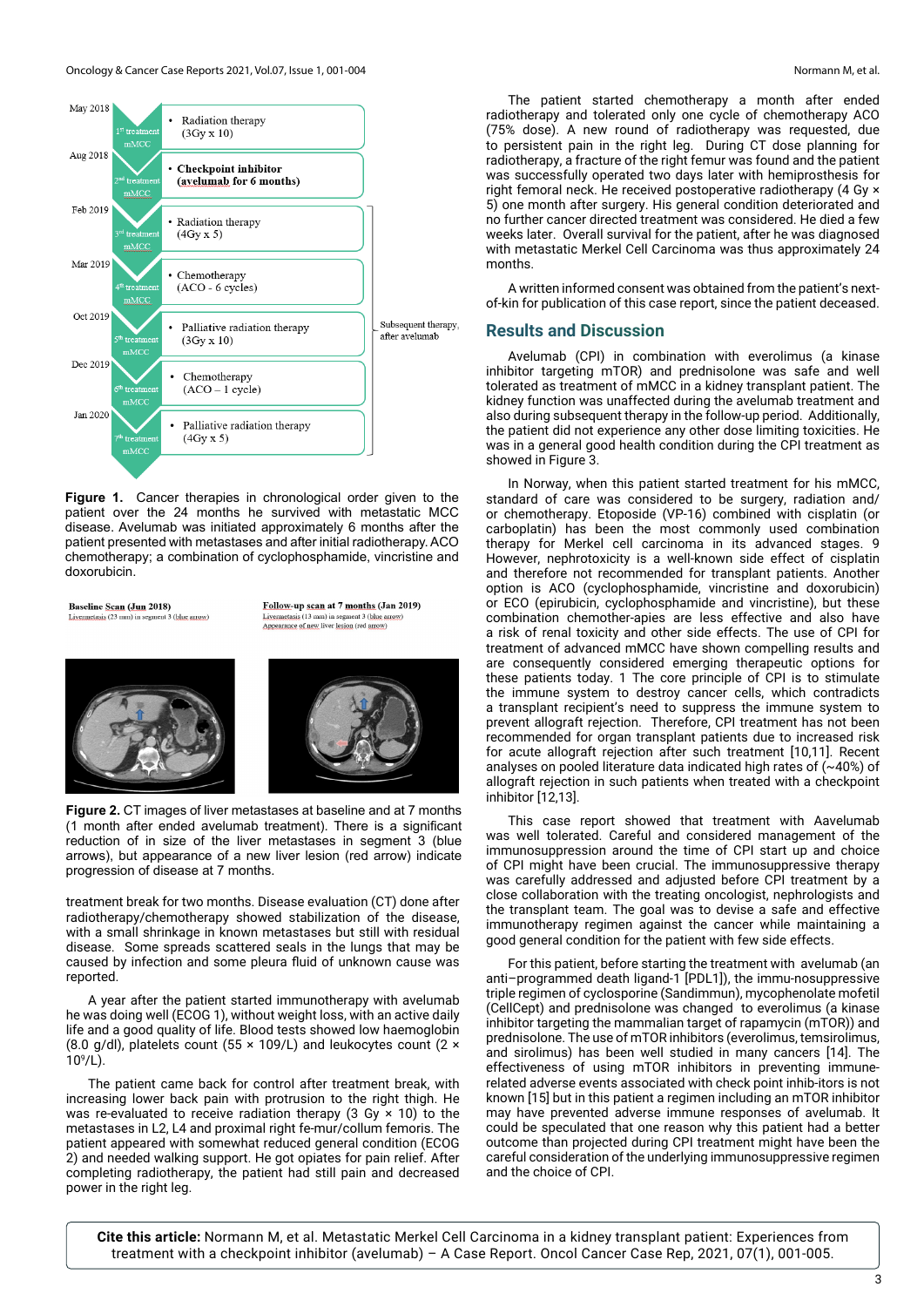May 2018 — 1st treatment mMCC
- Radiation therapy (3Gy x 10)

Aug 2018 — 2nd treatment mMCC
- **Checkpoint inhibitor (avelumab for 6 months)**

Feb 2019 — 3rd treatment mMCC
- Radiation therapy (4Gy x 5)

Mar 2019 — 4th treatment mMCC
- Chemotherapy (ACO - 6 cycles)

Oct 2019 — 5th treatment mMCC
- Palliative radiation therapy (3Gy x 10)

Dec 2019 — 6th treatment mMCC
- Chemotherapy (ACO – 1 cycle)

Jan 2020 — 7th treatment mMCC
- Palliative radiation therapy (4Gy x 5)

Subsequent therapy, after avelumab

**Figure 1.** Cancer therapies in chronological order given to the patient over the 24 months he survived with metastatic MCC disease. Avelumab was initiated approximately 6 months after the patient presented with metastases and after initial radiotherapy. ACO chemotherapy; a combination of cyclophosphamide, vincristine and doxorubicin.

**Baseline Scan (Jun 2018)**
Livermetastasis (23 mm) in segment 3 (blue arrow)

**Follow-up scan at 7 months (Jan 2019)**
Livermetastasis (13 mm) in segment 3 (blue arrow)
Appearance of new liver lesion (red arrow)

**Figure 2.** CT images of liver metastases at baseline and at 7 months (1 month after ended avelumab treatment). There is a significant reduction of in size of the liver metastases in segment 3 (blue arrows), but appearance of a new liver lesion (red arrow) indicate progression of disease at 7 months.

treatment break for two months. Disease evaluation (CT) done after radiotherapy/chemotherapy showed stabilization of the disease, with a small shrinkage in known metastases but still with residual disease. Some spreads scattered seals in the lungs that may be caused by infection and some pleura fluid of unknown cause was reported.

A year after the patient started immunotherapy with avelumab he was doing well (ECOG 1), without weight loss, with an active daily life and a good quality of life. Blood tests showed low haemoglobin (8.0 g/dl), platelets count (55 × 109/L) and leukocytes count (2 × $10^9$/L).

The patient came back for control after treatment break, with increasing lower back pain with protrusion to the right thigh. He was re-evaluated to receive radiation therapy (3 Gy × 10) to the metastases in L2, L4 and proximal right fe-mur/collum femoris. The patient appeared with somewhat reduced general condition (ECOG 2) and needed walking support. He got opiates for pain relief. After completing radiotherapy, the patient had still pain and decreased power in the right leg.

The patient started chemotherapy a month after ended radiotherapy and tolerated only one cycle of chemotherapy ACO (75% dose). A new round of radiotherapy was requested, due to persistent pain in the right leg. During CT dose planning for radiotherapy, a fracture of the right femur was found and the patient was successfully operated two days later with hemiprosthesis for right femoral neck. He received postoperative radiotherapy (4 Gy × 5) one month after surgery. His general condition deteriorated and no further cancer directed treatment was considered. He died a few weeks later. Overall survival for the patient, after he was diagnosed with metastatic Merkel Cell Carcinoma was thus approximately 24 months.

A written informed consent was obtained from the patient's next-of-kin for publication of this case report, since the patient deceased.

## Results and Discussion

Avelumab (CPI) in combination with everolimus (a kinase inhibitor targeting mTOR) and prednisolone was safe and well tolerated as treatment of mMCC in a kidney transplant patient. The kidney function was unaffected during the avelumab treatment and also during subsequent therapy in the follow-up period. Additionally, the patient did not experience any other dose limiting toxicities. He was in a general good health condition during the CPI treatment as showed in Figure 3.

In Norway, when this patient started treatment for his mMCC, standard of care was considered to be surgery, radiation and/or chemotherapy. Etoposide (VP-16) combined with cisplatin (or carboplatin) has been the most commonly used combination therapy for Merkel cell carcinoma in its advanced stages. 9 However, nephrotoxicity is a well-known side effect of cisplatin and therefore not recommended for transplant patients. Another option is ACO (cyclophosphamide, vincristine and doxorubicin) or ECO (epirubicin, cyclophosphamide and vincristine), but these combination chemother-apies are less effective and also have a risk of renal toxicity and other side effects. The use of CPI for treatment of advanced mMCC have shown compelling results and are consequently considered emerging therapeutic options for these patients today. 1 The core principle of CPI is to stimulate the immune system to destroy cancer cells, which contradicts a transplant recipient's need to suppress the immune system to prevent allograft rejection. Therefore, CPI treatment has not been recommended for organ transplant patients due to increased risk for acute allograft rejection after such treatment [10,11]. Recent analyses on pooled literature data indicated high rates of (~40%) of allograft rejection in such patients when treated with a checkpoint inhibitor [12,13].

This case report showed that treatment with Aavelumab was well tolerated. Careful and considered management of the immunosuppression around the time of CPI start up and choice of CPI might have been crucial. The immunosuppressive therapy was carefully addressed and adjusted before CPI treatment by a close collaboration with the treating oncologist, nephrologists and the transplant team. The goal was to devise a safe and effective immunotherapy regimen against the cancer while maintaining a good general condition for the patient with few side effects.

For this patient, before starting the treatment with avelumab (an anti–programmed death ligand-1 [PDL1]), the immu-nosuppressive triple regimen of cyclosporine (Sandimmun), mycophenolate mofetil (CellCept) and prednisolone was changed to everolimus (a kinase inhibitor targeting the mammalian target of rapamycin (mTOR)) and prednisolone. The use of mTOR inhibitors (everolimus, temsirolimus, and sirolimus) has been well studied in many cancers [14]. The effectiveness of using mTOR inhibitors in preventing immune-related adverse events associated with check point inhib-itors is not known [15] but in this patient a regimen including an mTOR inhibitor may have prevented adverse immune responses of avelumab. It could be speculated that one reason why this patient had a better outcome than projected during CPI treatment might have been the careful consideration of the underlying immunosuppressive regimen and the choice of CPI.

**Cite this article:** Normann M, et al. Metastatic Merkel Cell Carcinoma in a kidney transplant patient: Experiences from treatment with a checkpoint inhibitor (avelumab) – A Case Report. Oncol Cancer Case Rep, 2021, 07(1), 001-005.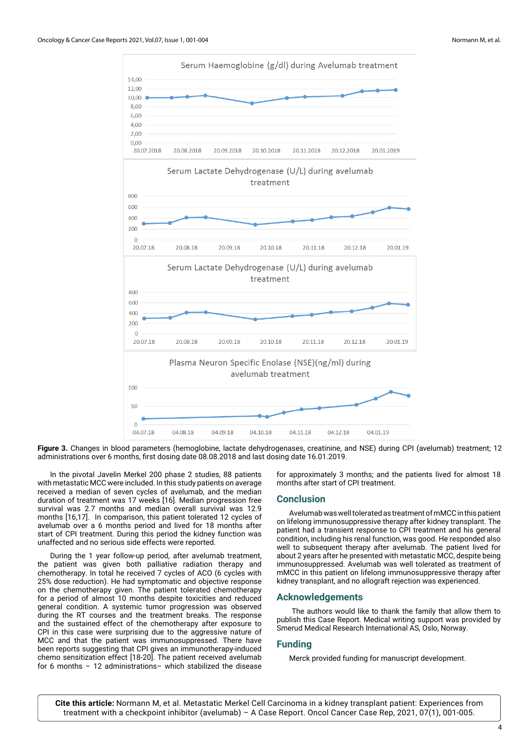**Figure 3.** Changes in blood parameters (hemoglobine, lactate dehydrogenases, creatinine, and NSE) during CPI (avelumab) treatment; 12 administrations over 6 months, first dosing date 08.08.2018 and last dosing date 16.01.2019.

In the pivotal Javelin Merkel 200 phase 2 studies, 88 patients with metastatic MCC were included. In this study patients on average received a median of seven cycles of avelumab, and the median duration of treatment was 17 weeks [16]. Median progression free survival was 2.7 months and median overall survival was 12.9 months [16,17]. In comparison, this patient tolerated 12 cycles of avelumab over a 6 months period and lived for 18 months after start of CPI treatment. During this period the kidney function was unaffected and no serious side effects were reported.

During the 1 year follow-up period, after avelumab treatment, the patient was given both palliative radiation therapy and chemotherapy. In total he received 7 cycles of ACO (6 cycles with 25% dose reduction). He had symptomatic and objective response on the chemotherapy given. The patient tolerated chemotherapy for a period of almost 10 months despite toxicities and reduced general condition. A systemic tumor progression was observed during the RT courses and the treatment breaks. The response and the sustained effect of the chemotherapy after exposure to CPI in this case were surprising due to the aggressive nature of MCC and that the patient was immunosuppressed. There have been reports suggesting that CPI gives an immunotherapy-induced chemo sensitization effect [18-20]. The patient received avelumab for 6 months – 12 administrations– which stabilized the disease for approximately 3 months; and the patients lived for almost 18 months after start of CPI treatment.

## Conclusion

Avelumab was well tolerated as treatment of mMCC in this patient on lifelong immunosuppressive therapy after kidney transplant. The patient had a transient response to CPI treatment and his general condition, including his renal function, was good. He responded also well to subsequent therapy after avelumab. The patient lived for about 2 years after he presented with metastatic MCC, despite being immunosuppressed. Avelumab was well tolerated as treatment of mMCC in this patient on lifelong immunosuppressive therapy after kidney transplant, and no allograft rejection was experienced.

## Acknowledgements

The authors would like to thank the family that allow them to publish this Case Report. Medical writing support was provided by Smerud Medical Research International AS, Oslo, Norway.

## Funding

Merck provided funding for manuscript development.

**Cite this article:** Normann M, et al. Metastatic Merkel Cell Carcinoma in a kidney transplant patient: Experiences from treatment with a checkpoint inhibitor (avelumab) – A Case Report. Oncol Cancer Case Rep, 2021, 07(1), 001-005.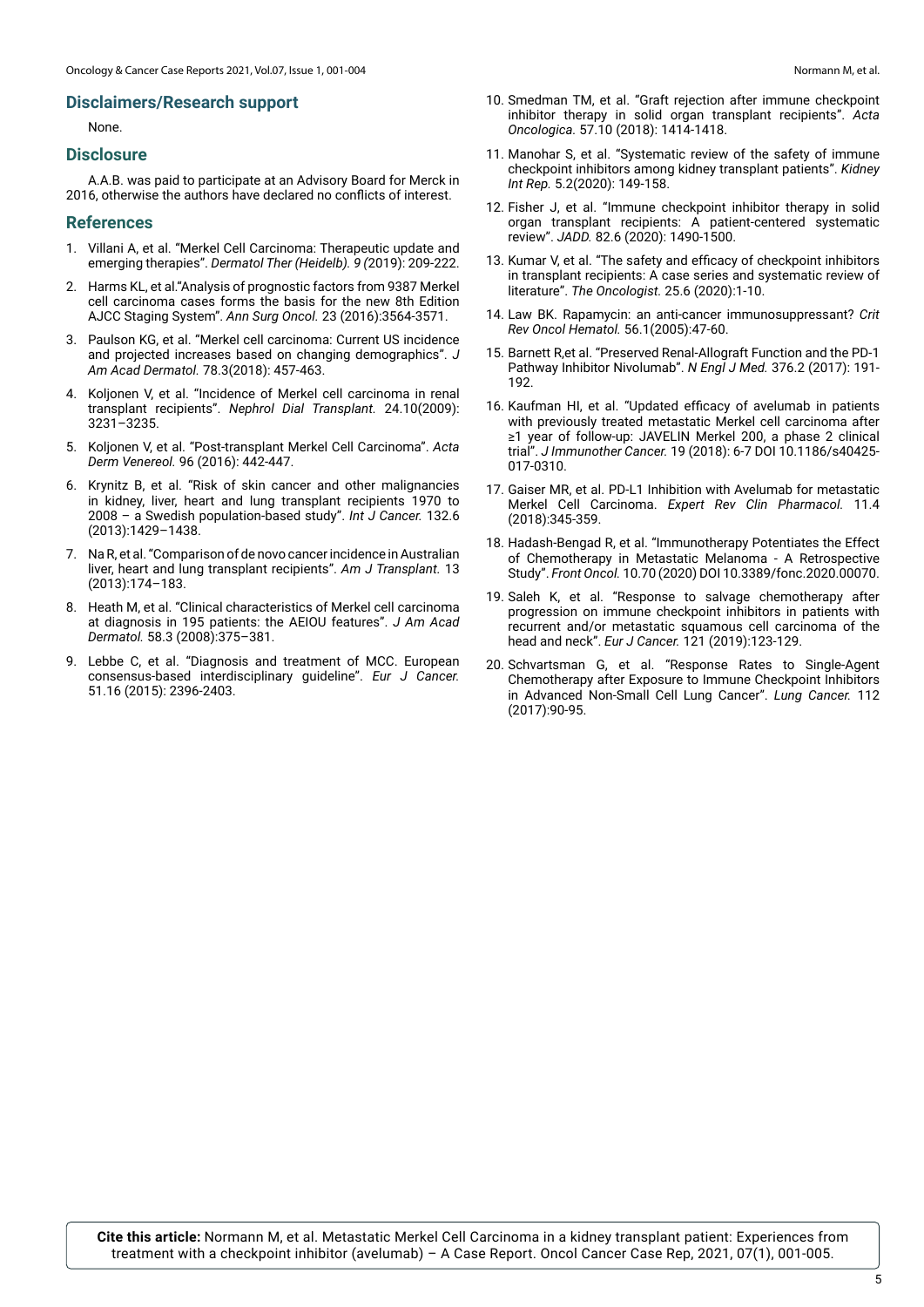## Disclaimers/Research support

None.

## Disclosure

A.A.B. was paid to participate at an Advisory Board for Merck in 2016, otherwise the authors have declared no conflicts of interest.

## References

1. Villani A, et al. "Merkel Cell Carcinoma: Therapeutic update and emerging therapies". *Dermatol Ther (Heidelb). 9 (*2019): 209-222.
2. Harms KL, et al."Analysis of prognostic factors from 9387 Merkel cell carcinoma cases forms the basis for the new 8th Edition AJCC Staging System". *Ann Surg Oncol.* 23 (2016):3564-3571.
3. Paulson KG, et al. "Merkel cell carcinoma: Current US incidence and projected increases based on changing demographics". *J Am Acad Dermatol.* 78.3(2018): 457-463.
4. Koljonen V, et al. "Incidence of Merkel cell carcinoma in renal transplant recipients". *Nephrol Dial Transplant.* 24.10(2009): 3231–3235.
5. Koljonen V, et al. "Post-transplant Merkel Cell Carcinoma". *Acta Derm Venereol.* 96 (2016): 442-447.
6. Krynitz B, et al. "Risk of skin cancer and other malignancies in kidney, liver, heart and lung transplant recipients 1970 to 2008 – a Swedish population-based study". *Int J Cancer.* 132.6 (2013):1429–1438.
7. Na R, et al. "Comparison of de novo cancer incidence in Australian liver, heart and lung transplant recipients". *Am J Transplant.* 13 (2013):174–183.
8. Heath M, et al. "Clinical characteristics of Merkel cell carcinoma at diagnosis in 195 patients: the AEIOU features". *J Am Acad Dermatol.* 58.3 (2008):375–381.
9. Lebbe C, et al. "Diagnosis and treatment of MCC. European consensus-based interdisciplinary guideline". *Eur J Cancer.* 51.16 (2015): 2396-2403.
10. Smedman TM, et al. "Graft rejection after immune checkpoint inhibitor therapy in solid organ transplant recipients". *Acta Oncologica.* 57.10 (2018): 1414-1418.
11. Manohar S, et al. "Systematic review of the safety of immune checkpoint inhibitors among kidney transplant patients". *Kidney Int Rep.* 5.2(2020): 149-158.
12. Fisher J, et al. "Immune checkpoint inhibitor therapy in solid organ transplant recipients: A patient-centered systematic review". *JADD.* 82.6 (2020): 1490-1500.
13. Kumar V, et al. "The safety and efficacy of checkpoint inhibitors in transplant recipients: A case series and systematic review of literature". *The Oncologist.* 25.6 (2020):1-10.
14. Law BK. Rapamycin: an anti-cancer immunosuppressant? *Crit Rev Oncol Hematol.* 56.1(2005):47-60.
15. Barnett R,et al. "Preserved Renal-Allograft Function and the PD-1 Pathway Inhibitor Nivolumab". *N Engl J Med.* 376.2 (2017): 191-192.
16. Kaufman HI, et al. "Updated efficacy of avelumab in patients with previously treated metastatic Merkel cell carcinoma after ≥1 year of follow-up: JAVELIN Merkel 200, a phase 2 clinical trial". *J Immunother Cancer.* 19 (2018): 6-7 DOI 10.1186/s40425-017-0310.
17. Gaiser MR, et al. PD-L1 Inhibition with Avelumab for metastatic Merkel Cell Carcinoma. *Expert Rev Clin Pharmacol.* 11.4 (2018):345-359.
18. Hadash-Bengad R, et al. "Immunotherapy Potentiates the Effect of Chemotherapy in Metastatic Melanoma - A Retrospective Study". *Front Oncol.* 10.70 (2020) DOI 10.3389/fonc.2020.00070.
19. Saleh K, et al. "Response to salvage chemotherapy after progression on immune checkpoint inhibitors in patients with recurrent and/or metastatic squamous cell carcinoma of the head and neck". *Eur J Cancer.* 121 (2019):123-129.
20. Schvartsman G, et al. "Response Rates to Single-Agent Chemotherapy after Exposure to Immune Checkpoint Inhibitors in Advanced Non-Small Cell Lung Cancer". *Lung Cancer.* 112 (2017):90-95.

**Cite this article:** Normann M, et al. Metastatic Merkel Cell Carcinoma in a kidney transplant patient: Experiences from treatment with a checkpoint inhibitor (avelumab) – A Case Report. Oncol Cancer Case Rep, 2021, 07(1), 001-005.